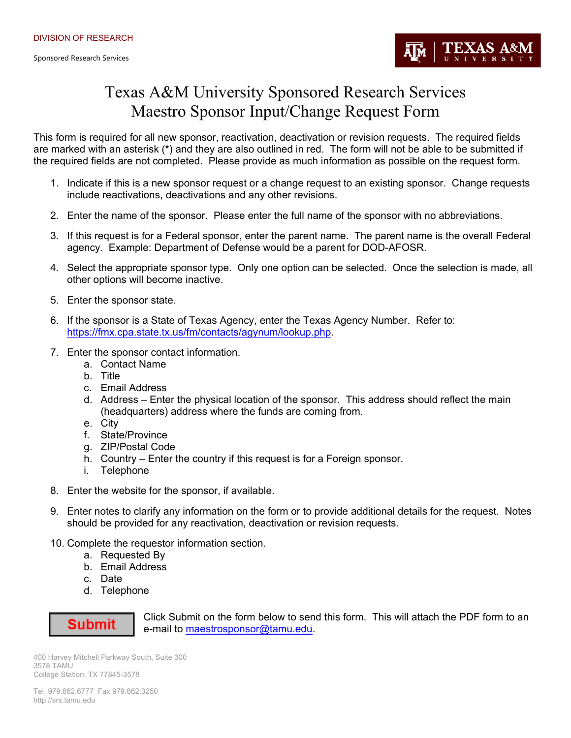DIVISION OF RESEARCH

Sponsored Research Services

# Texas A&M University Sponsored Research Services
## Maestro Sponsor Input/Change Request Form

This form is required for all new sponsor, reactivation, deactivation or revision requests. The required fields are marked with an asterisk (*) and they are also outlined in red. The form will not be able to be submitted if the required fields are not completed. Please provide as much information as possible on the request form.

1. Indicate if this is a new sponsor request or a change request to an existing sponsor. Change requests include reactivations, deactivations and any other revisions.
2. Enter the name of the sponsor. Please enter the full name of the sponsor with no abbreviations.
3. If this request is for a Federal sponsor, enter the parent name. The parent name is the overall Federal agency. Example: Department of Defense would be a parent for DOD-AFOSR.
4. Select the appropriate sponsor type. Only one option can be selected. Once the selection is made, all other options will become inactive.
5. Enter the sponsor state.
6. If the sponsor is a State of Texas Agency, enter the Texas Agency Number. Refer to: https://fmx.cpa.state.tx.us/fm/contacts/agynum/lookup.php.
7. Enter the sponsor contact information.
   a. Contact Name
   b. Title
   c. Email Address
   d. Address – Enter the physical location of the sponsor. This address should reflect the main (headquarters) address where the funds are coming from.
   e. City
   f. State/Province
   g. ZIP/Postal Code
   h. Country – Enter the country if this request is for a Foreign sponsor.
   i. Telephone
8. Enter the website for the sponsor, if available.
9. Enter notes to clarify any information on the form or to provide additional details for the request. Notes should be provided for any reactivation, deactivation or revision requests.
10. Complete the requestor information section.
    a. Requested By
    b. Email Address
    c. Date
    d. Telephone

**Submit**

Click Submit on the form below to send this form. This will attach the PDF form to an e-mail to maestrosponsor@tamu.edu.

400 Harvey Mitchell Parkway South, Suite 300
3578 TAMU
College Station, TX 77845-3578

Tel. 979.862.6777 Fax 979.862.3250
http://srs.tamu.edu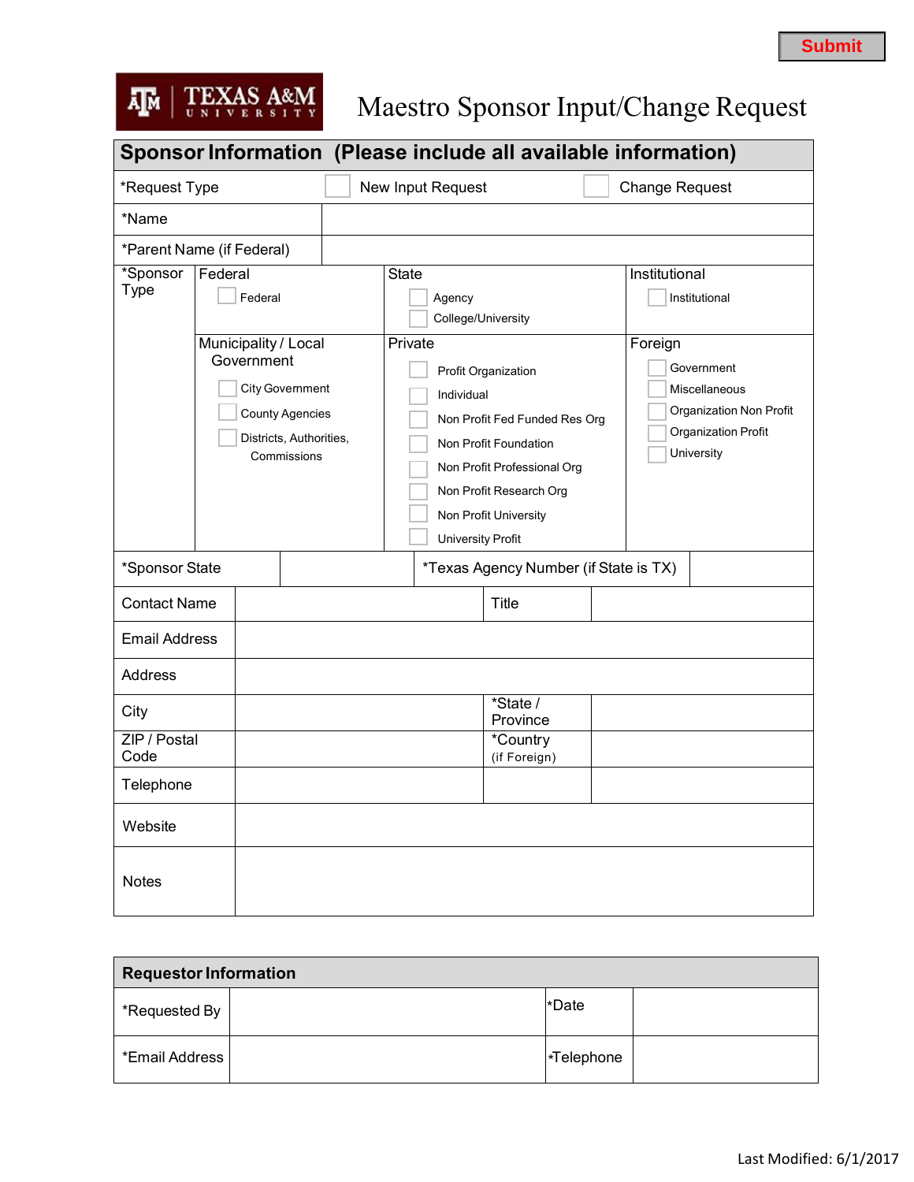Submit

# Maestro Sponsor Input/Change Request

## Sponsor Information (Please include all available information)

| | | | |
|---|---|---|---|
| *Request Type | ☐ New Input Request | ☐ Change Request | |
| *Name | | | |
| *Parent Name (if Federal) | | | |

**\*Sponsor Type**

| Federal | State | Institutional |
|---|---|---|
| ☐ Federal | ☐ Agency<br>☐ College/University | ☐ Institutional |

| Municipality / Local Government | Private | Foreign |
|---|---|---|
| ☐ City Government<br>☐ County Agencies<br>☐ Districts, Authorities, Commissions | ☐ Profit Organization<br>☐ Individual<br>☐ Non Profit Fed Funded Res Org<br>☐ Non Profit Foundation<br>☐ Non Profit Professional Org<br>☐ Non Profit Research Org<br>☐ Non Profit University<br>☐ University Profit | ☐ Government<br>☐ Miscellaneous<br>☐ Organization Non Profit<br>☐ Organization Profit<br>☐ University |

| | | | |
|---|---|---|---|
| *Sponsor State | | *Texas Agency Number (if State is TX) | |
| Contact Name | | Title | |
| Email Address | | | |
| Address | | | |
| City | | *State / Province | |
| ZIP / Postal Code | | *Country (if Foreign) | |
| Telephone | | | |
| Website | | | |
| Notes | | | |

## Requestor Information

| | | | |
|---|---|---|---|
| *Requested By | | *Date | |
| *Email Address | | *Telephone | |

Last Modified: 6/1/2017